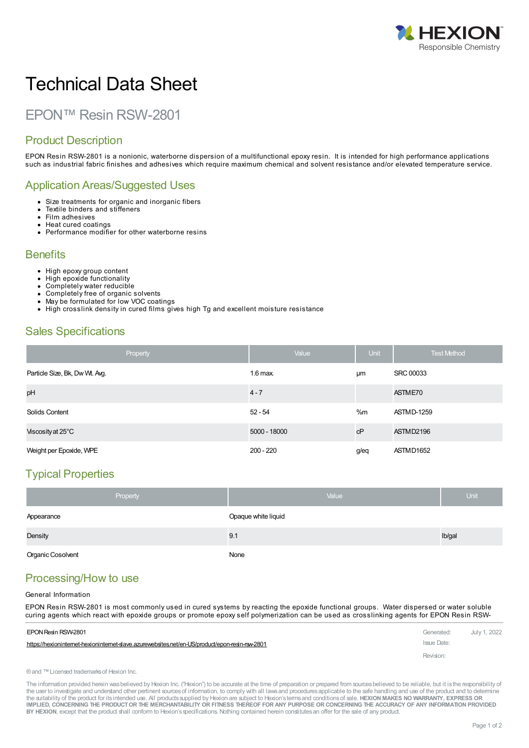# Technical Data Sheet

## EPON™ Resin RSW-2801

## Product Description

EPON Resin RSW-2801 is a nonionic, waterborne dispersion of a multifunctional epoxy resin. It is intended for high performance applications such as industrial fabric finishes and adhesives which require maximum chemical and solvent resistance and/or elevated temperature service.

## Application Areas/Suggested Uses

- Size treatments for organic and inorganic fibers
- Textile binders and stiffeners
- Film adhesives
- Heat cured coatings
- Performance modifier for other waterborne resins

## Benefits

- High epoxy group content
- High epoxide functionality
- Completely water reducible
- Completely free of organic solvents
- May be formulated for low VOC coatings
- High crosslink density in cured films gives high Tg and excellent moisture resistance

## Sales Specifications

| Property | Value | Unit | Test Method |
|---|---|---|---|
| Particle Size, Bk, Dw Wt. Avg. | 1.6 max. | µm | SRC 00033 |
| pH | 4 - 7 | | ASTM E70 |
| Solids Content | 52 - 54 | %m | ASTM D-1259 |
| Viscosity at 25°C | 5000 - 18000 | cP | ASTM D2196 |
| Weight per Epoxide, WPE | 200 - 220 | g/eq | ASTM D1652 |

## Typical Properties

| Property | Value | Unit |
|---|---|---|
| Appearance | Opaque white liquid | |
| Density | 9.1 | lb/gal |
| Organic Cosolvent | None | |

## Processing/How to use

General Information

EPON Resin RSW-2801 is most commonly used in cured systems by reacting the epoxide functional groups. Water dispersed or water soluble curing agents which react with epoxide groups or promote epoxy self polymerization can be used as crosslinking agents for EPON Resin RSW-

EPON Resin RSW-2801

https://hexioninternet-hexioninternet-slave.azurewebsites.net/en-US/product/epon-resin-rsw-2801

Generated: July 1, 2022

Issue Date:

Revision:

® and ™ Licensed trademarks of Hexion Inc.

The information provided herein was believed by Hexion Inc. ("Hexion") to be accurate at the time of preparation or prepared from sources believed to be reliable, but it is the responsibility of the user to investigate and understand other pertinent sources of information, to comply with all laws and procedures applicable to the safe handling and use of the product and to determine the suitability of the product for its intended use. All products supplied by Hexion are subject to Hexion's terms and conditions of sale. **HEXION MAKES NO WARRANTY, EXPRESS OR IMPLIED, CONCERNING THE PRODUCT OR THE MERCHANTABILITY OR FITNESS THEREOF FOR ANY PURPOSE OR CONCERNING THE ACCURACY OF ANY INFORMATION PROVIDED BY HEXION**, except that the product shall conform to Hexion's specifications. Nothing contained herein constitutes an offer for the sale of any product.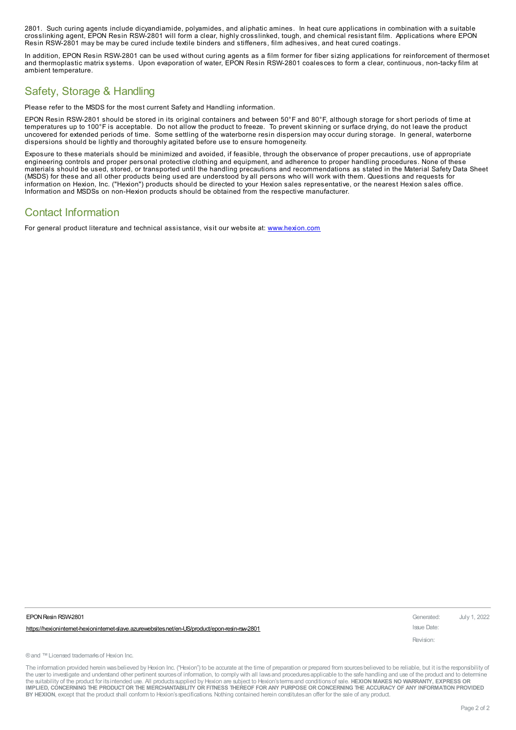2801. Such curing agents include dicyandiamide, polyamides, and aliphatic amines. In heat cure applications in combination with a suitable crosslinking agent, EPON Resin RSW-2801 will form a clear, highly crosslinked, tough, and chemical resistant film. Applications where EPON Resin RSW-2801 may be may be cured include textile binders and stiffeners, film adhesives, and heat cured coatings.

In addition, EPON Resin RSW-2801 can be used without curing agents as a film former for fiber sizing applications for reinforcement of thermoset and thermoplastic matrix systems. Upon evaporation of water, EPON Resin RSW-2801 coalesces to form a clear, continuous, non-tacky film at ambient temperature.

## Safety, Storage & Handling

Please refer to the MSDS for the most current Safety and Handling information.

EPON Resin RSW-2801 should be stored in its original containers and between 50°F and 80°F, although storage for short periods of time at temperatures up to 100°F is acceptable. Do not allow the product to freeze. To prevent skinning or surface drying, do not leave the product uncovered for extended periods of time. Some settling of the waterborne resin dispersion may occur during storage. In general, waterborne dispersions should be lightly and thoroughly agitated before use to ensure homogeneity.

Exposure to these materials should be minimized and avoided, if feasible, through the observance of proper precautions, use of appropriate engineering controls and proper personal protective clothing and equipment, and adherence to proper handling procedures. None of these materials should be used, stored, or transported until the handling precautions and recommendations as stated in the Material Safety Data Sheet (MSDS) for these and all other products being used are understood by all persons who will work with them. Questions and requests for information on Hexion, Inc. ("Hexion") products should be directed to your Hexion sales representative, or the nearest Hexion sales office. Information and MSDSs on non-Hexion products should be obtained from the respective manufacturer.

## Contact Information

For general product literature and technical assistance, visit our website at: [www.hexion.com](http://www.hexion.com)

EPON Resin RSW-2801

https://hexioninternet-hexioninternet-slave.azurewebsites.net/en-US/product/epon-resin-rsw-2801

Generated: July 1, 2022

Issue Date:

Revision:

® and ™ Licensed trademarks of Hexion Inc.

The information provided herein was believed by Hexion Inc. ("Hexion") to be accurate at the time of preparation or prepared from sources believed to be reliable, but it is the responsibility of the user to investigate and understand other pertinent sources of information, to comply with all laws and procedures applicable to the safe handling and use of the product and to determine the suitability of the product for its intended use. All products supplied by Hexion are subject to Hexion's terms and conditions of sale. **HEXION MAKES NO WARRANTY, EXPRESS OR IMPLIED, CONCERNING THE PRODUCT OR THE MERCHANTABILITY OR FITNESS THEREOF FOR ANY PURPOSE OR CONCERNING THE ACCURACY OF ANY INFORMATION PROVIDED BY HEXION**, except that the product shall conform to Hexion's specifications. Nothing contained herein constitutes an offer for the sale of any product.